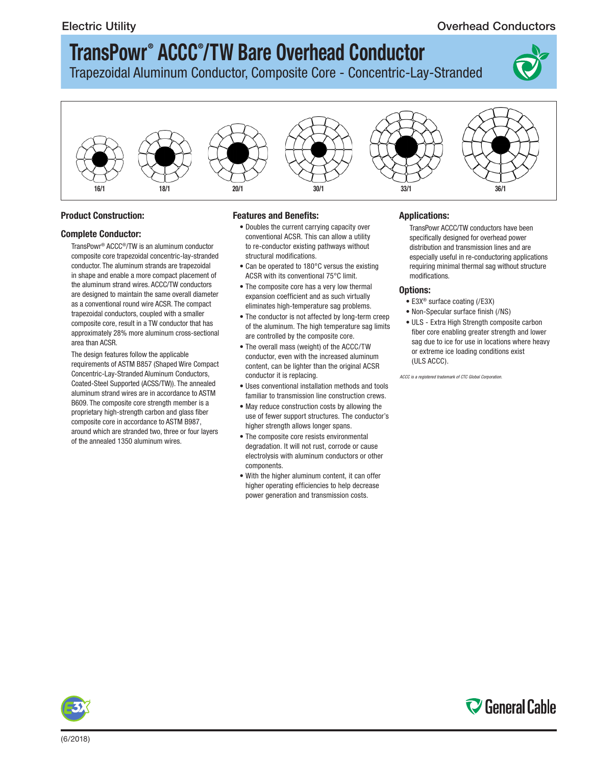# TransPowr® ACCC®/TW Bare Overhead Conductor

Trapezoidal Aluminum Conductor, Composite Core - Concentric-Lay-Stranded

16/1 18/1 20/1 30/1 33/1 36/1

## Product Construction:

### Complete Conductor:

TransPowr® ACCC®/TW is an aluminum conductor composite core trapezoidal concentric-lay-stranded conductor. The aluminum strands are trapezoidal in shape and enable a more compact placement of the aluminum strand wires. ACCC/TW conductors are designed to maintain the same overall diameter as a conventional round wire ACSR. The compact trapezoidal conductors, coupled with a smaller composite core, result in a TW conductor that has approximately 28% more aluminum cross-sectional area than ACSR.

The design features follow the applicable requirements of ASTM B857 (Shaped Wire Compact Concentric-Lay-Stranded Aluminum Conductors, Coated-Steel Supported (ACSS/TW)). The annealed aluminum strand wires are in accordance to ASTM B609. The composite core strength member is a proprietary high-strength carbon and glass fiber composite core in accordance to ASTM B987, around which are stranded two, three or four layers of the annealed 1350 aluminum wires.

## Features and Benefits:

- Doubles the current carrying capacity over conventional ACSR. This can allow a utility to re-conductor existing pathways without structural modifications.
- Can be operated to 180°C versus the existing ACSR with its conventional 75°C limit.
- The composite core has a very low thermal expansion coefficient and as such virtually eliminates high-temperature sag problems.
- The conductor is not affected by long-term creep of the aluminum. The high temperature sag limits are controlled by the composite core.
- The overall mass (weight) of the ACCC/TW conductor, even with the increased aluminum content, can be lighter than the original ACSR conductor it is replacing.
- Uses conventional installation methods and tools familiar to transmission line construction crews.
- May reduce construction costs by allowing the use of fewer support structures. The conductor's higher strength allows longer spans.
- The composite core resists environmental degradation. It will not rust, corrode or cause electrolysis with aluminum conductors or other components.
- With the higher aluminum content, it can offer higher operating efficiencies to help decrease power generation and transmission costs.

## Applications:

TransPowr ACCC/TW conductors have been specifically designed for overhead power distribution and transmission lines and are especially useful in re-conductoring applications requiring minimal thermal sag without structure modifications.

## Options:

- E3X® surface coating (/E3X)
- Non-Specular surface finish (/NS)
- ULS - Extra High Strength composite carbon fiber core enabling greater strength and lower sag due to ice for use in locations where heavy or extreme ice loading conditions exist (ULS ACCC).

*ACCC is a registered trademark of CTC Global Corporation.*

(6/2018)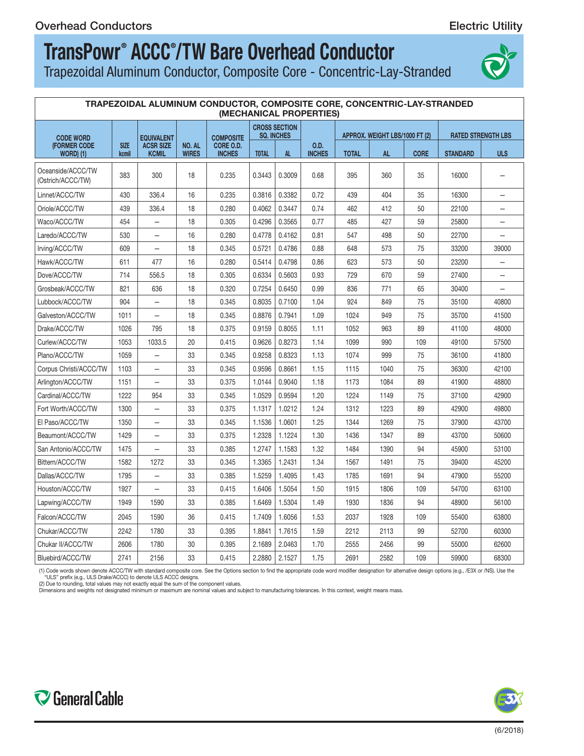# TransPowr® ACCC®/TW Bare Overhead Conductor

Trapezoidal Aluminum Conductor, Composite Core - Concentric-Lay-Stranded

| TRAPEZOIDAL ALUMINUM CONDUCTOR, COMPOSITE CORE, CONCENTRIC-LAY-STRANDED (MECHANICAL PROPERTIES) | | | | | | | | | | | | |
|---|---|---|---|---|---|---|---|---|---|---|---|---|
| CODE WORD (FORMER CODE WORD) (1) | SIZE kcmil | EQUIVALENT ACSR SIZE KCMIL | NO. AL WIRES | COMPOSITE CORE O.D. INCHES | CROSS SECTION SQ. INCHES | | O.D. INCHES | APPROX. WEIGHT LBS/1000 FT (2) | | | RATED STRENGTH LBS | |
| | | | | | TOTAL | AL | | TOTAL | AL | CORE | STANDARD | ULS |
| Oceanside/ACCC/TW (Ostrich/ACCC/TW) | 383 | 300 | 18 | 0.235 | 0.3443 | 0.3009 | 0.68 | 395 | 360 | 35 | 16000 | – |
| Linnet/ACCC/TW | 430 | 336.4 | 16 | 0.235 | 0.3816 | 0.3382 | 0.72 | 439 | 404 | 35 | 16300 | – |
| Oriole/ACCC/TW | 439 | 336.4 | 18 | 0.280 | 0.4062 | 0.3447 | 0.74 | 462 | 412 | 50 | 22100 | – |
| Waco/ACCC/TW | 454 | – | 18 | 0.305 | 0.4296 | 0.3565 | 0.77 | 485 | 427 | 59 | 25800 | – |
| Laredo/ACCC/TW | 530 | – | 16 | 0.280 | 0.4778 | 0.4162 | 0.81 | 547 | 498 | 50 | 22700 | – |
| Irving/ACCC/TW | 609 | – | 18 | 0.345 | 0.5721 | 0.4786 | 0.88 | 648 | 573 | 75 | 33200 | 39000 |
| Hawk/ACCC/TW | 611 | 477 | 16 | 0.280 | 0.5414 | 0.4798 | 0.86 | 623 | 573 | 50 | 23200 | – |
| Dove/ACCC/TW | 714 | 556.5 | 18 | 0.305 | 0.6334 | 0.5603 | 0.93 | 729 | 670 | 59 | 27400 | – |
| Grosbeak/ACCC/TW | 821 | 636 | 18 | 0.320 | 0.7254 | 0.6450 | 0.99 | 836 | 771 | 65 | 30400 | – |
| Lubbock/ACCC/TW | 904 | – | 18 | 0.345 | 0.8035 | 0.7100 | 1.04 | 924 | 849 | 75 | 35100 | 40800 |
| Galveston/ACCC/TW | 1011 | – | 18 | 0.345 | 0.8876 | 0.7941 | 1.09 | 1024 | 949 | 75 | 35700 | 41500 |
| Drake/ACCC/TW | 1026 | 795 | 18 | 0.375 | 0.9159 | 0.8055 | 1.11 | 1052 | 963 | 89 | 41100 | 48000 |
| Curlew/ACCC/TW | 1053 | 1033.5 | 20 | 0.415 | 0.9626 | 0.8273 | 1.14 | 1099 | 990 | 109 | 49100 | 57500 |
| Plano/ACCC/TW | 1059 | – | 33 | 0.345 | 0.9258 | 0.8323 | 1.13 | 1074 | 999 | 75 | 36100 | 41800 |
| Corpus Christi/ACCC/TW | 1103 | – | 33 | 0.345 | 0.9596 | 0.8661 | 1.15 | 1115 | 1040 | 75 | 36300 | 42100 |
| Arlington/ACCC/TW | 1151 | – | 33 | 0.375 | 1.0144 | 0.9040 | 1.18 | 1173 | 1084 | 89 | 41900 | 48800 |
| Cardinal/ACCC/TW | 1222 | 954 | 33 | 0.345 | 1.0529 | 0.9594 | 1.20 | 1224 | 1149 | 75 | 37100 | 42900 |
| Fort Worth/ACCC/TW | 1300 | – | 33 | 0.375 | 1.1317 | 1.0212 | 1.24 | 1312 | 1223 | 89 | 42900 | 49800 |
| El Paso/ACCC/TW | 1350 | – | 33 | 0.345 | 1.1536 | 1.0601 | 1.25 | 1344 | 1269 | 75 | 37900 | 43700 |
| Beaumont/ACCC/TW | 1429 | – | 33 | 0.375 | 1.2328 | 1.1224 | 1.30 | 1436 | 1347 | 89 | 43700 | 50600 |
| San Antonio/ACCC/TW | 1475 | – | 33 | 0.385 | 1.2747 | 1.1583 | 1.32 | 1484 | 1390 | 94 | 45900 | 53100 |
| Bittern/ACCC/TW | 1582 | 1272 | 33 | 0.345 | 1.3365 | 1.2431 | 1.34 | 1567 | 1491 | 75 | 39400 | 45200 |
| Dallas/ACCC/TW | 1795 | – | 33 | 0.385 | 1.5259 | 1.4095 | 1.43 | 1785 | 1691 | 94 | 47900 | 55200 |
| Houston/ACCC/TW | 1927 | – | 33 | 0.415 | 1.6406 | 1.5054 | 1.50 | 1915 | 1806 | 109 | 54700 | 63100 |
| Lapwing/ACCC/TW | 1949 | 1590 | 33 | 0.385 | 1.6469 | 1.5304 | 1.49 | 1930 | 1836 | 94 | 48900 | 56100 |
| Falcon/ACCC/TW | 2045 | 1590 | 36 | 0.415 | 1.7409 | 1.6056 | 1.53 | 2037 | 1928 | 109 | 55400 | 63800 |
| Chukar/ACCC/TW | 2242 | 1780 | 33 | 0.395 | 1.8841 | 1.7615 | 1.59 | 2212 | 2113 | 99 | 52700 | 60300 |
| Chukar II/ACCC/TW | 2606 | 1780 | 30 | 0.395 | 2.1689 | 2.0463 | 1.70 | 2555 | 2456 | 99 | 55000 | 62600 |
| Bluebird/ACCC/TW | 2741 | 2156 | 33 | 0.415 | 2.2880 | 2.1527 | 1.75 | 2691 | 2582 | 109 | 59900 | 68300 |

(1) Code words shown denote ACCC/TW with standard composite core. See the Options section to find the appropriate code word modifier designation for alternative design options (e.g., /E3X or /NS). Use the "ULS" prefix (e.g., ULS Drake/ACCC) to denote ULS ACCC designs.
(2) Due to rounding, total values may not exactly equal the sum of the component values.
Dimensions and weights not designated minimum or maximum are nominal values and subject to manufacturing tolerances. In this context, weight means mass.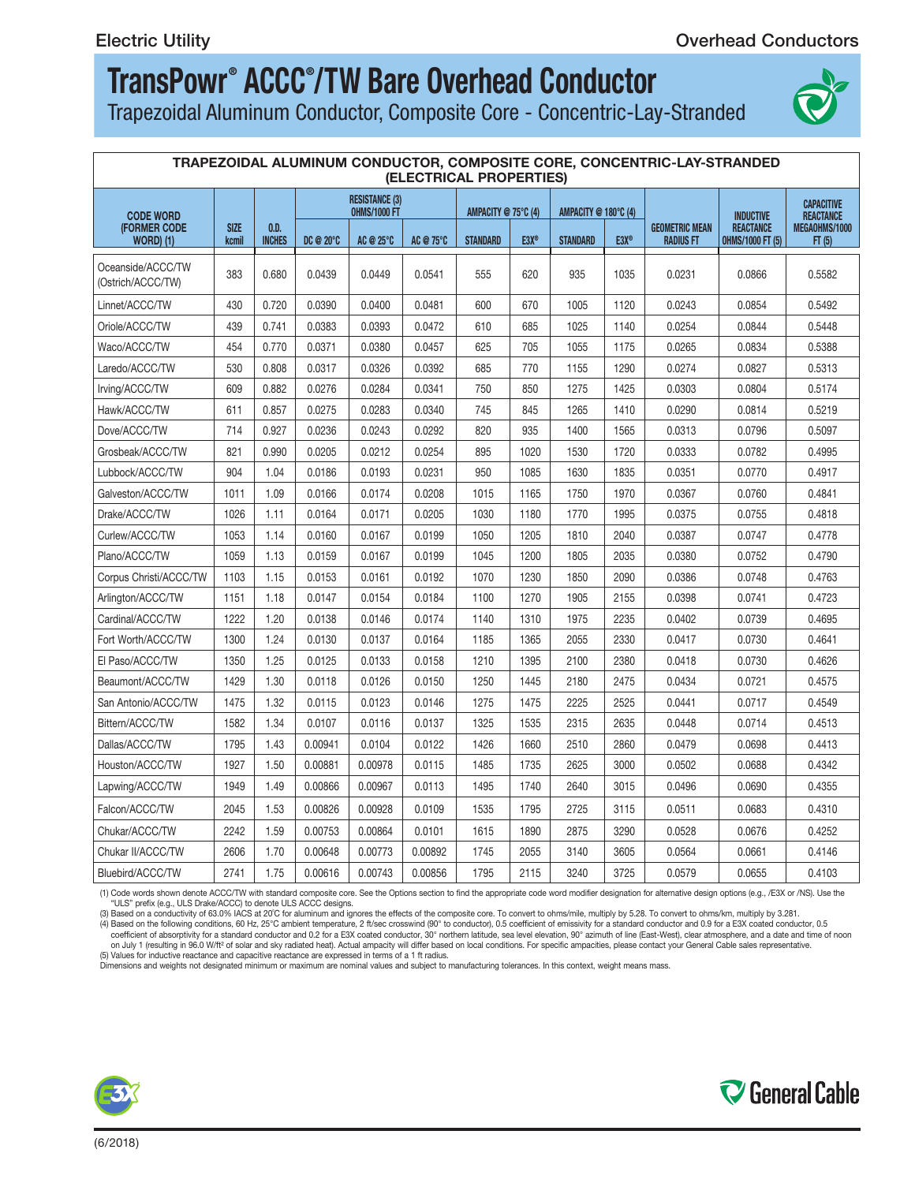# TransPowr® ACCC®/TW Bare Overhead Conductor

Trapezoidal Aluminum Conductor, Composite Core - Concentric-Lay-Stranded

## TRAPEZOIDAL ALUMINUM CONDUCTOR, COMPOSITE CORE, CONCENTRIC-LAY-STRANDED (ELECTRICAL PROPERTIES)

| CODE WORD (FORMER CODE WORD) (1) | SIZE kcmil | O.D. INCHES | RESISTANCE (3) OHMS/1000 FT | | | AMPACITY @ 75°C (4) | | AMPACITY @ 180°C (4) | | GEOMETRIC MEAN RADIUS FT | INDUCTIVE REACTANCE OHMS/1000 FT (5) | CAPACITIVE REACTANCE MEGAOHMS/1000 FT (5) |
|---|---|---|---|---|---|---|---|---|---|---|---|---|
| | | | DC @ 20°C | AC @ 25°C | AC @ 75°C | STANDARD | E3X® | STANDARD | E3X® | | | |
| Oceanside/ACCC/TW (Ostrich/ACCC/TW) | 383 | 0.680 | 0.0439 | 0.0449 | 0.0541 | 555 | 620 | 935 | 1035 | 0.0231 | 0.0866 | 0.5582 |
| Linnet/ACCC/TW | 430 | 0.720 | 0.0390 | 0.0400 | 0.0481 | 600 | 670 | 1005 | 1120 | 0.0243 | 0.0854 | 0.5492 |
| Oriole/ACCC/TW | 439 | 0.741 | 0.0383 | 0.0393 | 0.0472 | 610 | 685 | 1025 | 1140 | 0.0254 | 0.0844 | 0.5448 |
| Waco/ACCC/TW | 454 | 0.770 | 0.0371 | 0.0380 | 0.0457 | 625 | 705 | 1055 | 1175 | 0.0265 | 0.0834 | 0.5388 |
| Laredo/ACCC/TW | 530 | 0.808 | 0.0317 | 0.0326 | 0.0392 | 685 | 770 | 1155 | 1290 | 0.0274 | 0.0827 | 0.5313 |
| Irving/ACCC/TW | 609 | 0.882 | 0.0276 | 0.0284 | 0.0341 | 750 | 850 | 1275 | 1425 | 0.0303 | 0.0804 | 0.5174 |
| Hawk/ACCC/TW | 611 | 0.857 | 0.0275 | 0.0283 | 0.0340 | 745 | 845 | 1265 | 1410 | 0.0290 | 0.0814 | 0.5219 |
| Dove/ACCC/TW | 714 | 0.927 | 0.0236 | 0.0243 | 0.0292 | 820 | 935 | 1400 | 1565 | 0.0313 | 0.0796 | 0.5097 |
| Grosbeak/ACCC/TW | 821 | 0.990 | 0.0205 | 0.0212 | 0.0254 | 895 | 1020 | 1530 | 1720 | 0.0333 | 0.0782 | 0.4995 |
| Lubbock/ACCC/TW | 904 | 1.04 | 0.0186 | 0.0193 | 0.0231 | 950 | 1085 | 1630 | 1835 | 0.0351 | 0.0770 | 0.4917 |
| Galveston/ACCC/TW | 1011 | 1.09 | 0.0166 | 0.0174 | 0.0208 | 1015 | 1165 | 1750 | 1970 | 0.0367 | 0.0760 | 0.4841 |
| Drake/ACCC/TW | 1026 | 1.11 | 0.0164 | 0.0171 | 0.0205 | 1030 | 1180 | 1770 | 1995 | 0.0375 | 0.0755 | 0.4818 |
| Curlew/ACCC/TW | 1053 | 1.14 | 0.0160 | 0.0167 | 0.0199 | 1050 | 1205 | 1810 | 2040 | 0.0387 | 0.0747 | 0.4778 |
| Plano/ACCC/TW | 1059 | 1.13 | 0.0159 | 0.0167 | 0.0199 | 1045 | 1200 | 1805 | 2035 | 0.0380 | 0.0752 | 0.4790 |
| Corpus Christi/ACCC/TW | 1103 | 1.15 | 0.0153 | 0.0161 | 0.0192 | 1070 | 1230 | 1850 | 2090 | 0.0386 | 0.0748 | 0.4763 |
| Arlington/ACCC/TW | 1151 | 1.18 | 0.0147 | 0.0154 | 0.0184 | 1100 | 1270 | 1905 | 2155 | 0.0398 | 0.0741 | 0.4723 |
| Cardinal/ACCC/TW | 1222 | 1.20 | 0.0138 | 0.0146 | 0.0174 | 1140 | 1310 | 1975 | 2235 | 0.0402 | 0.0739 | 0.4695 |
| Fort Worth/ACCC/TW | 1300 | 1.24 | 0.0130 | 0.0137 | 0.0164 | 1185 | 1365 | 2055 | 2330 | 0.0417 | 0.0730 | 0.4641 |
| El Paso/ACCC/TW | 1350 | 1.25 | 0.0125 | 0.0133 | 0.0158 | 1210 | 1395 | 2100 | 2380 | 0.0418 | 0.0730 | 0.4626 |
| Beaumont/ACCC/TW | 1429 | 1.30 | 0.0118 | 0.0126 | 0.0150 | 1250 | 1445 | 2180 | 2475 | 0.0434 | 0.0721 | 0.4575 |
| San Antonio/ACCC/TW | 1475 | 1.32 | 0.0115 | 0.0123 | 0.0146 | 1275 | 1475 | 2225 | 2525 | 0.0441 | 0.0717 | 0.4549 |
| Bittern/ACCC/TW | 1582 | 1.34 | 0.0107 | 0.0116 | 0.0137 | 1325 | 1535 | 2315 | 2635 | 0.0448 | 0.0714 | 0.4513 |
| Dallas/ACCC/TW | 1795 | 1.43 | 0.00941 | 0.0104 | 0.0122 | 1426 | 1660 | 2510 | 2860 | 0.0479 | 0.0698 | 0.4413 |
| Houston/ACCC/TW | 1927 | 1.50 | 0.00881 | 0.00978 | 0.0115 | 1485 | 1735 | 2625 | 3000 | 0.0502 | 0.0688 | 0.4342 |
| Lapwing/ACCC/TW | 1949 | 1.49 | 0.00866 | 0.00967 | 0.0113 | 1495 | 1740 | 2640 | 3015 | 0.0496 | 0.0690 | 0.4355 |
| Falcon/ACCC/TW | 2045 | 1.53 | 0.00826 | 0.00928 | 0.0109 | 1535 | 1795 | 2725 | 3115 | 0.0511 | 0.0683 | 0.4310 |
| Chukar/ACCC/TW | 2242 | 1.59 | 0.00753 | 0.00864 | 0.0101 | 1615 | 1890 | 2875 | 3290 | 0.0528 | 0.0676 | 0.4252 |
| Chukar II/ACCC/TW | 2606 | 1.70 | 0.00648 | 0.00773 | 0.00892 | 1745 | 2055 | 3140 | 3605 | 0.0564 | 0.0661 | 0.4146 |
| Bluebird/ACCC/TW | 2741 | 1.75 | 0.00616 | 0.00743 | 0.00856 | 1795 | 2115 | 3240 | 3725 | 0.0579 | 0.0655 | 0.4103 |

(1) Code words shown denote ACCC/TW with standard composite core. See the Options section to find the appropriate code word modifier designation for alternative design options (e.g., /E3X or /NS). Use the "ULS" prefix (e.g., ULS Drake/ACCC) to denote ULS ACCC designs.

(3) Based on a conductivity of 63.0% IACS at 20°C for aluminum and ignores the effects of the composite core. To convert to ohms/mile, multiply by 5.28. To convert to ohms/km, multiply by 3.281.

(4) Based on the following conditions, 60 Hz, 25°C ambient temperature, 2 ft/sec crosswind (90° to conductor), 0.5 coefficient of emissivity for a standard conductor and 0.9 for a E3X coated conductor, 0.5 coefficient of absorptivity for a standard conductor and 0.2 for a E3X coated conductor, 30° northern latitude, sea level elevation, 90° azimuth of line (East-West), clear atmosphere, and a date and time of noon on July 1 (resulting in 96.0 W/ft² of solar and sky radiated heat). Actual ampacity will differ based on local conditions. For specific ampacities, please contact your General Cable sales representative.

(5) Values for inductive reactance and capacitive reactance are expressed in terms of a 1 ft radius.

Dimensions and weights not designated minimum or maximum are nominal values and subject to manufacturing tolerances. In this context, weight means mass.

(6/2018)